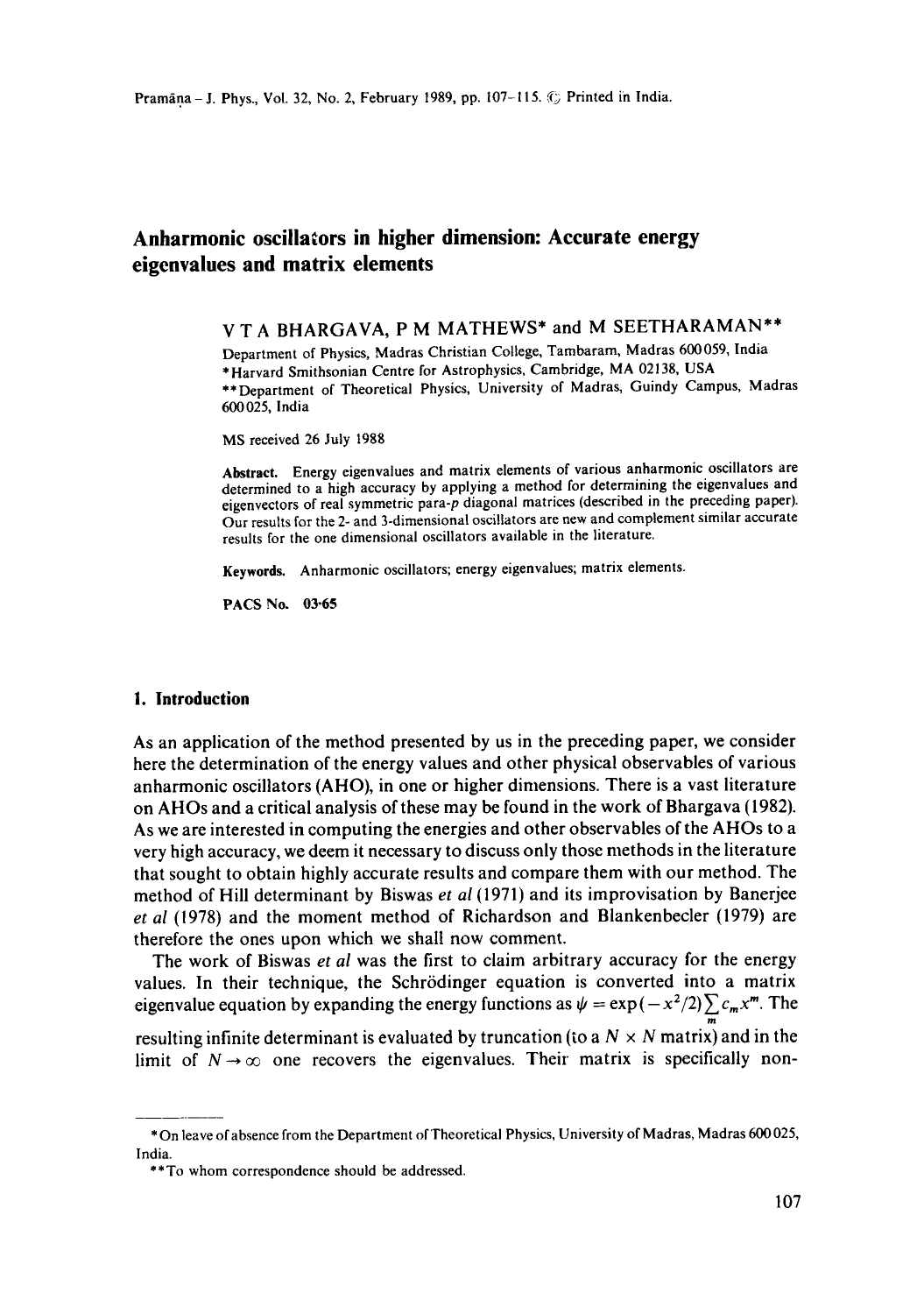# Anharmonic oscillators in higher dimension: Accurate energy eigenvalues and matrix elements

V T A BHARGAVA, P M MATHEWS* and M SEETHARAMAN**

Department of Physics, Madras Christian College, Tambaram, Madras 600059, India
*Harvard Smithsonian Centre for Astrophysics, Cambridge, MA 02138, USA
**Department of Theoretical Physics, University of Madras, Guindy Campus, Madras 600025, India

MS received 26 July 1988

**Abstract.** Energy eigenvalues and matrix elements of various anharmonic oscillators are determined to a high accuracy by applying a method for determining the eigenvalues and eigenvectors of real symmetric para-$p$ diagonal matrices (described in the preceding paper). Our results for the 2- and 3-dimensional oscillators are new and complement similar accurate results for the one dimensional oscillators available in the literature.

**Keywords.** Anharmonic oscillators; energy eigenvalues; matrix elements.

**PACS No.** 03·65

## 1. Introduction

As an application of the method presented by us in the preceding paper, we consider here the determination of the energy values and other physical observables of various anharmonic oscillators (AHO), in one or higher dimensions. There is a vast literature on AHOs and a critical analysis of these may be found in the work of Bhargava (1982). As we are interested in computing the energies and other observables of the AHOs to a very high accuracy, we deem it necessary to discuss only those methods in the literature that sought to obtain highly accurate results and compare them with our method. The method of Hill determinant by Biswas *et al* (1971) and its improvisation by Banerjee *et al* (1978) and the moment method of Richardson and Blankenbecler (1979) are therefore the ones upon which we shall now comment.

The work of Biswas *et al* was the first to claim arbitrary accuracy for the energy values. In their technique, the Schrödinger equation is converted into a matrix eigenvalue equation by expanding the energy functions as $\psi = \exp(-x^2/2)\sum_m c_m x^m$. The resulting infinite determinant is evaluated by truncation (to a $N \times N$ matrix) and in the limit of $N \to \infty$ one recovers the eigenvalues. Their matrix is specifically non-

---

*On leave of absence from the Department of Theoretical Physics, University of Madras, Madras 600025, India.

**To whom correspondence should be addressed.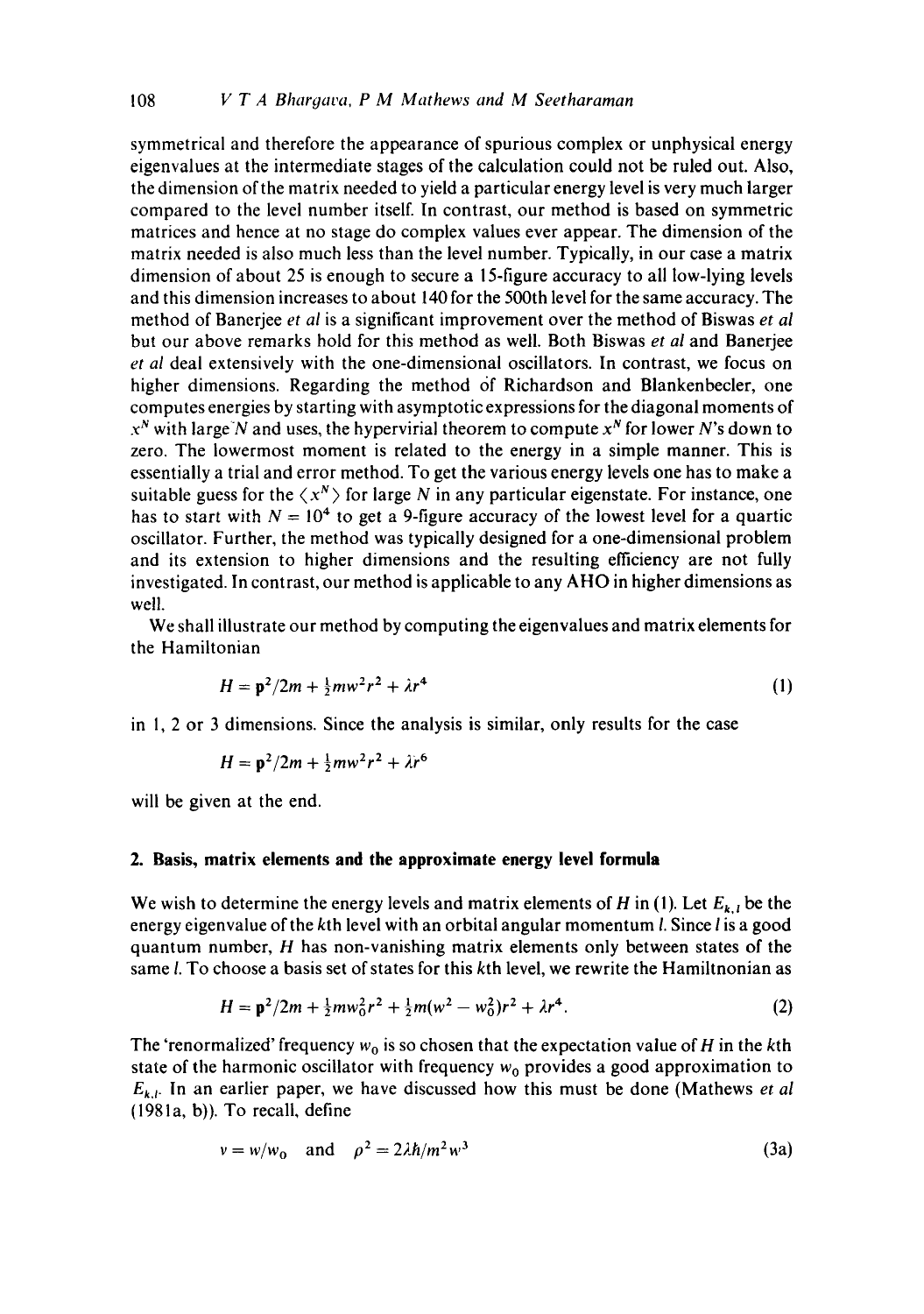symmetrical and therefore the appearance of spurious complex or unphysical energy eigenvalues at the intermediate stages of the calculation could not be ruled out. Also, the dimension of the matrix needed to yield a particular energy level is very much larger compared to the level number itself. In contrast, our method is based on symmetric matrices and hence at no stage do complex values ever appear. The dimension of the matrix needed is also much less than the level number. Typically, in our case a matrix dimension of about 25 is enough to secure a 15-figure accuracy to all low-lying levels and this dimension increases to about 140 for the 500th level for the same accuracy. The method of Banerjee *et al* is a significant improvement over the method of Biswas *et al* but our above remarks hold for this method as well. Both Biswas *et al* and Banerjee *et al* deal extensively with the one-dimensional oscillators. In contrast, we focus on higher dimensions. Regarding the method of Richardson and Blankenbecler, one computes energies by starting with asymptotic expressions for the diagonal moments of $x^N$ with large $N$ and uses, the hypervirial theorem to compute $x^N$ for lower $N$'s down to zero. The lowermost moment is related to the energy in a simple manner. This is essentially a trial and error method. To get the various energy levels one has to make a suitable guess for the $\langle x^N \rangle$ for large $N$ in any particular eigenstate. For instance, one has to start with $N = 10^4$ to get a 9-figure accuracy of the lowest level for a quartic oscillator. Further, the method was typically designed for a one-dimensional problem and its extension to higher dimensions and the resulting efficiency are not fully investigated. In contrast, our method is applicable to any AHO in higher dimensions as well.

We shall illustrate our method by computing the eigenvalues and matrix elements for the Hamiltonian

$$H = \mathbf{p}^2/2m + \tfrac{1}{2}mw^2r^2 + \lambda r^4 \tag{1}$$

in 1, 2 or 3 dimensions. Since the analysis is similar, only results for the case

$$H = \mathbf{p}^2/2m + \tfrac{1}{2}mw^2r^2 + \lambda r^6$$

will be given at the end.

## 2. Basis, matrix elements and the approximate energy level formula

We wish to determine the energy levels and matrix elements of $H$ in (1). Let $E_{k,l}$ be the energy eigenvalue of the $k$th level with an orbital angular momentum $l$. Since $l$ is a good quantum number, $H$ has non-vanishing matrix elements only between states of the same $l$. To choose a basis set of states for this $k$th level, we rewrite the Hamiltnonian as

$$H = \mathbf{p}^2/2m + \tfrac{1}{2}mw_0^2r^2 + \tfrac{1}{2}m(w^2 - w_0^2)r^2 + \lambda r^4. \tag{2}$$

The 'renormalized' frequency $w_0$ is so chosen that the expectation value of $H$ in the $k$th state of the harmonic oscillator with frequency $w_0$ provides a good approximation to $E_{k,l}$. In an earlier paper, we have discussed how this must be done (Mathews *et al* (1981a, b)). To recall, define

$$v = w/w_0 \quad \text{and} \quad \rho^2 = 2\lambda\hbar/m^2w^3 \tag{3a}$$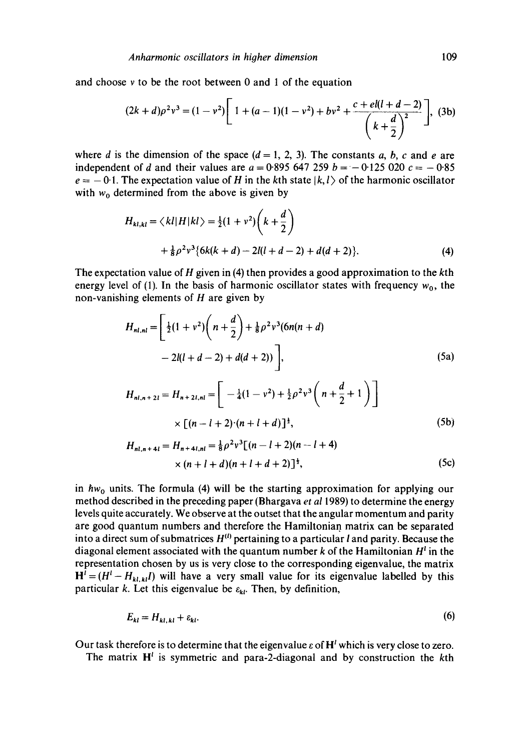and choose $v$ to be the root between 0 and 1 of the equation

$$(2k+d)\rho^2 v^3 = (1-v^2)\left[1 + (a-1)(1-v^2) + bv^2 + \frac{c + el(l+d-2)}{\left(k+\dfrac{d}{2}\right)^2}\right], \tag{3b}$$

where $d$ is the dimension of the space ($d = 1, 2, 3$). The constants $a$, $b$, $c$ and $e$ are independent of $d$ and their values are $a = 0{\cdot}895\ 647\ 259$ $b = -0{\cdot}125\ 020$ $c = -0{\cdot}85$ $e = -0{\cdot}1$. The expectation value of $H$ in the $k$th state $|k,l\rangle$ of the harmonic oscillator with $w_0$ determined from the above is given by

$$\begin{aligned} H_{kl,kl} = \langle kl|H|kl\rangle &= \tfrac{1}{2}(1+v^2)\left(k+\frac{d}{2}\right) \\ &\quad + \tfrac{1}{8}\rho^2 v^3\{6k(k+d) - 2l(l+d-2) + d(d+2)\}. \end{aligned} \tag{4}$$

The expectation value of $H$ given in (4) then provides a good approximation to the $k$th energy level of (1). In the basis of harmonic oscillator states with frequency $w_0$, the non-vanishing elements of $H$ are given by

$$\begin{aligned} H_{nl,nl} = \Big[ \tfrac{1}{2}(1+v^2)\left(n+\frac{d}{2}\right) &+ \tfrac{1}{8}\rho^2 v^3 (6n(n+d) \\ &- 2l(l+d-2) + d(d+2)) \Big], \end{aligned} \tag{5a}$$

$$\begin{aligned} H_{nl,n+2l} = H_{n+2l,nl} &= \left[-\tfrac{1}{4}(1-v^2) + \tfrac{1}{2}\rho^2 v^3\left(n+\frac{d}{2}+1\right)\right] \\ &\quad \times [(n-l+2)\cdot(n+l+d)]^{\frac{1}{2}}, \end{aligned} \tag{5b}$$

$$\begin{aligned} H_{nl,n+4l} = H_{n+4l,nl} &= \tfrac{1}{8}\rho^2 v^3 [(n-l+2)(n-l+4) \\ &\quad \times (n+l+d)(n+l+d+2)]^{\frac{1}{2}}, \end{aligned} \tag{5c}$$

in $\hbar w_0$ units. The formula (4) will be the starting approximation for applying our method described in the preceding paper (Bhargava *et al* 1989) to determine the energy levels quite accurately. We observe at the outset that the angular momentum and parity are good quantum numbers and therefore the Hamiltonian matrix can be separated into a direct sum of submatrices $H^{(l)}$ pertaining to a particular $l$ and parity. Because the diagonal element associated with the quantum number $k$ of the Hamiltonian $H^l$ in the representation chosen by us is very close to the corresponding eigenvalue, the matrix $\mathbf{H}^l = (H^l - H_{kl,kl}I)$ will have a very small value for its eigenvalue labelled by this particular $k$. Let this eigenvalue be $\varepsilon_{kl}$. Then, by definition,

$$E_{kl} = H_{kl,kl} + \varepsilon_{kl}. \tag{6}$$

Our task therefore is to determine that the eigenvalue $\varepsilon$ of $\mathbf{H}^l$ which is very close to zero.

The matrix $\mathbf{H}^l$ is symmetric and para-2-diagonal and by construction the $k$th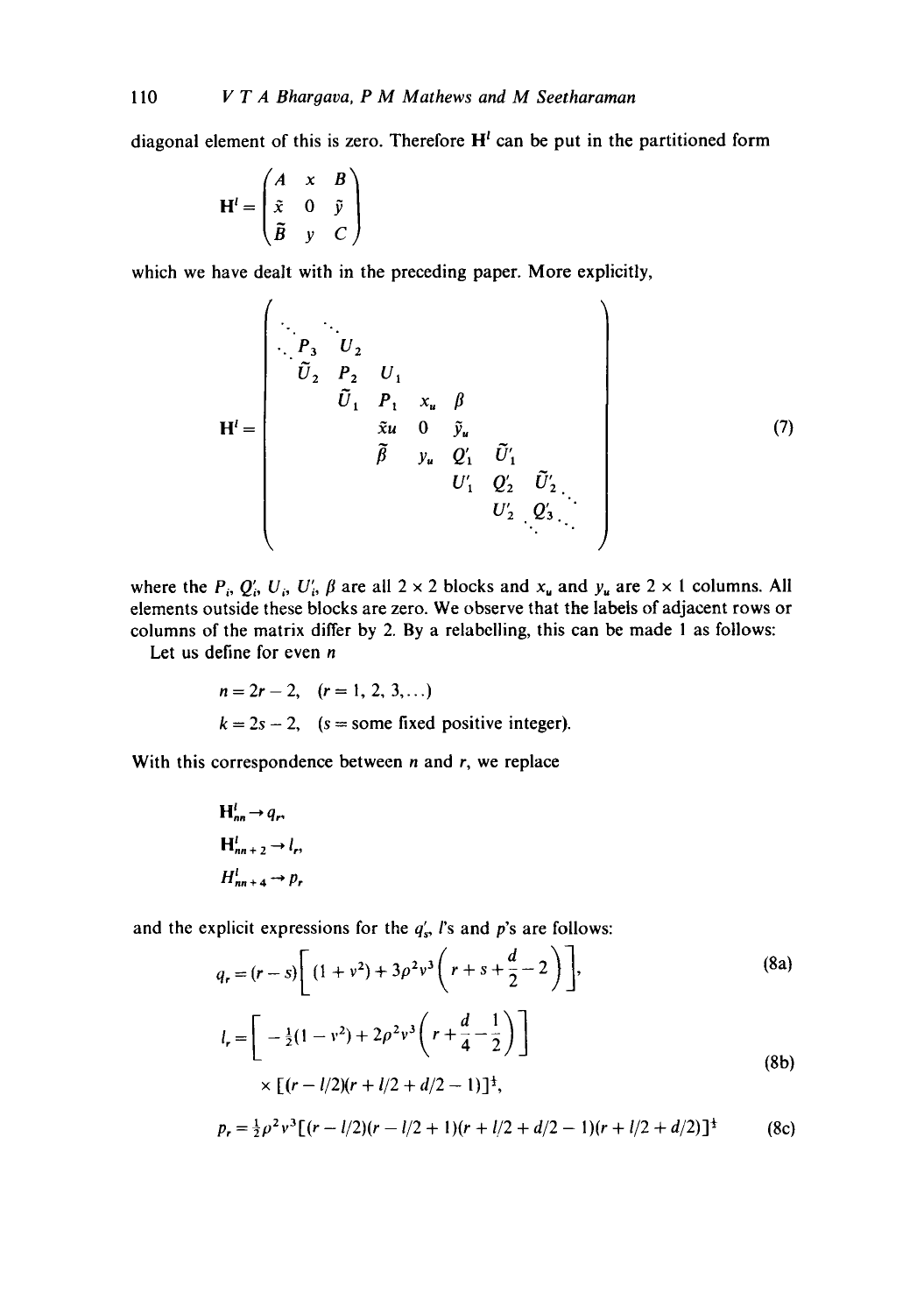diagonal element of this is zero. Therefore $\mathbf{H}^l$ can be put in the partitioned form

$$
\mathbf{H}^l = \begin{pmatrix} A & x & B \\ \tilde{x} & 0 & \tilde{y} \\ \tilde{B} & y & C \end{pmatrix}
$$

which we have dealt with in the preceding paper. More explicitly,

$$
\mathbf{H}^l = \begin{pmatrix}
\ddots & \ddots & & & & & & \\
\ddots\ P_3 & U_2 & & & & & & \\
\tilde{U}_2 & P_2 & U_1 & & & & & \\
 & \tilde{U}_1 & P_1 & x_u & \beta & & & \\
 & & \tilde{x}u & 0 & \tilde{y}_u & & & \\
 & & \tilde{\beta} & y_u & Q_1' & \tilde{U}_1' & & \\
 & & & & U_1' & Q_2' & \tilde{U}_2' \ddots & \\
 & & & & & U_2' & Q_3' \ddots & \\
 & & & & & & \ddots &
\end{pmatrix} \tag{7}
$$

where the $P_i$, $Q_i'$, $U_i$, $U_i'$, $\beta$ are all $2 \times 2$ blocks and $x_u$ and $y_u$ are $2 \times 1$ columns. All elements outside these blocks are zero. We observe that the labels of adjacent rows or columns of the matrix differ by 2. By a relabelling, this can be made 1 as follows:

Let us define for even $n$

$$n = 2r - 2, \quad (r = 1, 2, 3, \ldots)$$

$$k = 2s - 2, \quad (s = \text{some fixed positive integer}).$$

With this correspondence between $n$ and $r$, we replace

$$\mathbf{H}^l_{nn} \to q_r,$$

$$\mathbf{H}^l_{nn+2} \to l_r,$$

$$H^l_{nn+4} \to p_r$$

and the explicit expressions for the $q_s'$, $l$'s and $p$'s are follows:

$$q_r = (r - s)\left[ (1 + v^2) + 3\rho^2 v^3 \left( r + s + \frac{d}{2} - 2 \right) \right], \tag{8a}$$

$$
\begin{aligned}
l_r = & \left[ -\tfrac{1}{2}(1 - v^2) + 2\rho^2 v^3 \left( r + \frac{d}{4} - \frac{1}{2} \right) \right] \\
& \times [(r - l/2)(r + l/2 + d/2 - 1)]^{\frac{1}{2}},
\end{aligned} \tag{8b}
$$

$$p_r = \tfrac{1}{2}\rho^2 v^3 [(r - l/2)(r - l/2 + 1)(r + l/2 + d/2 - 1)(r + l/2 + d/2)]^{\frac{1}{2}} \tag{8c}$$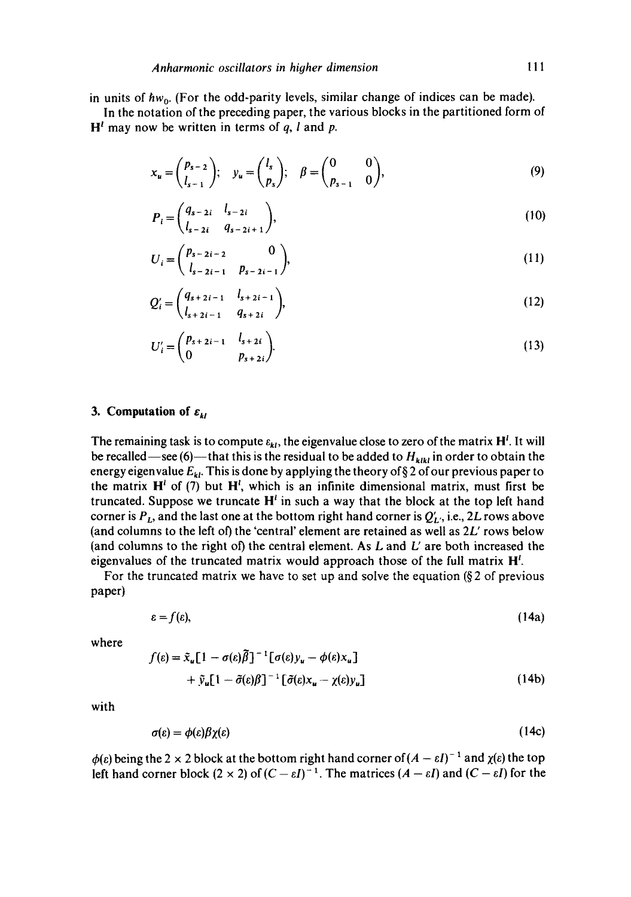in units of $\hbar w_0$. (For the odd-parity levels, similar change of indices can be made).

In the notation of the preceding paper, the various blocks in the partitioned form of $\mathbf{H}^l$ may now be written in terms of $q$, $l$ and $p$.

$$x_u = \begin{pmatrix} p_{s-2} \\ l_{s-1} \end{pmatrix}; \quad y_u = \begin{pmatrix} l_s \\ p_s \end{pmatrix}; \quad \beta = \begin{pmatrix} 0 & 0 \\ p_{s-1} & 0 \end{pmatrix}, \tag{9}$$

$$P_i = \begin{pmatrix} q_{s-2i} & l_{s-2i} \\ l_{s-2i} & q_{s-2i+1} \end{pmatrix}, \tag{10}$$

$$U_i = \begin{pmatrix} p_{s-2i-2} & 0 \\ l_{s-2i-1} & p_{s-2i-1} \end{pmatrix}, \tag{11}$$

$$Q'_i = \begin{pmatrix} q_{s+2i-1} & l_{s+2i-1} \\ l_{s+2i-1} & q_{s+2i} \end{pmatrix}, \tag{12}$$

$$U'_i = \begin{pmatrix} p_{s+2i-1} & l_{s+2i} \\ 0 & p_{s+2i} \end{pmatrix}. \tag{13}$$

## 3. Computation of $\varepsilon_{kl}$

The remaining task is to compute $\varepsilon_{kl}$, the eigenvalue close to zero of the matrix $\mathbf{H}^l$. It will be recalled—see (6)—that this is the residual to be added to $H_{klkl}$ in order to obtain the energy eigenvalue $E_{kl}$. This is done by applying the theory of § 2 of our previous paper to the matrix $\mathbf{H}^l$ of (7) but $\mathbf{H}^l$, which is an infinite dimensional matrix, must first be truncated. Suppose we truncate $\mathbf{H}^l$ in such a way that the block at the top left hand corner is $P_L$, and the last one at the bottom right hand corner is $Q'_{L'}$, i.e., $2L$ rows above (and columns to the left of) the 'central' element are retained as well as $2L'$ rows below (and columns to the right of) the central element. As $L$ and $L'$ are both increased the eigenvalues of the truncated matrix would approach those of the full matrix $\mathbf{H}^l$.

For the truncated matrix we have to set up and solve the equation (§ 2 of previous paper)

$$\varepsilon = f(\varepsilon), \tag{14a}$$

where

$$f(\varepsilon) = \tilde{x}_u[1 - \sigma(\varepsilon)\tilde{\beta}]^{-1}[\sigma(\varepsilon)y_u - \phi(\varepsilon)x_u] + \tilde{y}_u[1 - \tilde{\sigma}(\varepsilon)\beta]^{-1}[\tilde{\sigma}(\varepsilon)x_u - \chi(\varepsilon)y_u] \tag{14b}$$

with

$$\sigma(\varepsilon) = \phi(\varepsilon)\beta\chi(\varepsilon) \tag{14c}$$

$\phi(\varepsilon)$ being the $2 \times 2$ block at the bottom right hand corner of $(A - \varepsilon I)^{-1}$ and $\chi(\varepsilon)$ the top left hand corner block ($2 \times 2$) of $(C - \varepsilon I)^{-1}$. The matrices $(A - \varepsilon I)$ and $(C - \varepsilon I)$ for the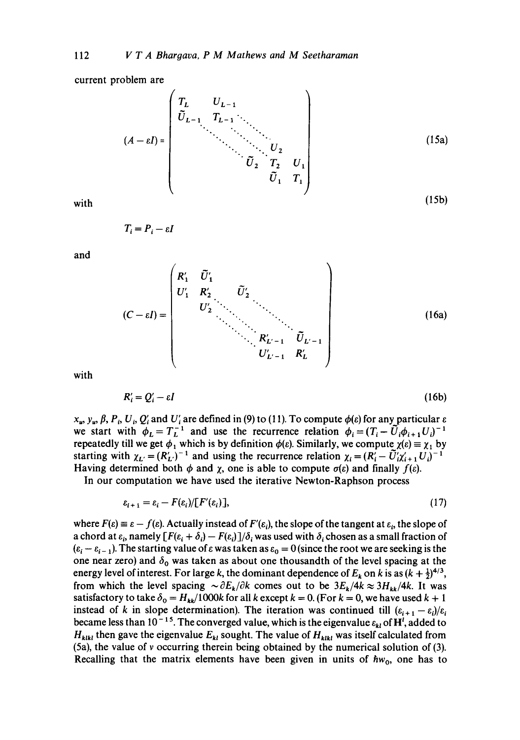current problem are

$$
(A - \varepsilon I) = \begin{pmatrix} T_L & U_{L-1} & & & \\ \tilde{U}_{L-1} & T_{L-1} & \ddots & & \\ & \ddots & \ddots & U_2 & \\ & & \tilde{U}_2 & T_2 & U_1 \\ & & & \tilde{U}_1 & T_1 \end{pmatrix} \tag{15a}
$$

with (15b)

$$
T_i = P_i - \varepsilon I
$$

and

$$
(C - \varepsilon I) = \begin{pmatrix} R'_1 & \tilde{U}'_1 & & & \\ U'_1 & R'_2 & \tilde{U}'_2 & & \\ & U'_2 & \ddots & \ddots & \\ & & \ddots & R'_{L'-1} & \tilde{U}_{L'-1} \\ & & & U'_{L'-1} & R'_L \end{pmatrix} \tag{16a}
$$

with

$$
R'_i = Q'_i - \varepsilon I \tag{16b}
$$

$x_u$, $y_u$, $\beta$, $P_i$, $U_i$, $Q'_i$ and $U'_i$ are defined in (9) to (11). To compute $\phi(\varepsilon)$ for any particular $\varepsilon$ we start with $\phi_L = T_L^{-1}$ and use the recurrence relation $\phi_i = (T_i - \tilde{U}_i \phi_{i+1} U_i)^{-1}$ repeatedly till we get $\phi_1$ which is by definition $\phi(\varepsilon)$. Similarly, we compute $\chi(\varepsilon) \equiv \chi_1$ by starting with $\chi_{L'} = (R'_{L'})^{-1}$ and using the recurrence relation $\chi_i = (R'_i - \tilde{U}'_i \chi'_{i+1} U_i)^{-1}$. Having determined both $\phi$ and $\chi$, one is able to compute $\sigma(\varepsilon)$ and finally $f(\varepsilon)$.

In our computation we have used the iterative Newton-Raphson process

$$
\varepsilon_{i+1} = \varepsilon_i - F(\varepsilon_i)/[F'(\varepsilon_i)], \tag{17}
$$

where $F(\varepsilon) \equiv \varepsilon - f(\varepsilon)$. Actually instead of $F'(\varepsilon_i)$, the slope of the tangent at $\varepsilon_i$, the slope of a chord at $\varepsilon_i$, namely $[F(\varepsilon_i + \delta_i) - F(\varepsilon_i)]/\delta_i$ was used with $\delta_i$ chosen as a small fraction of $(\varepsilon_i - \varepsilon_{i-1})$. The starting value of $\varepsilon$ was taken as $\varepsilon_0 = 0$ (since the root we are seeking is the one near zero) and $\delta_0$ was taken as about one thousandth of the level spacing at the energy level of interest. For large $k$, the dominant dependence of $E_k$ on $k$ is as $(k + \frac{1}{2})^{4/3}$, from which the level spacing $\sim \partial E_k/\partial k$ comes out to be $3E_k/4k \approx 3H_{kk}/4k$. It was satisfactory to take $\delta_0 = H_{kk}/1000k$ for all $k$ except $k = 0$. (For $k = 0$, we have used $k + 1$ instead of $k$ in slope determination). The iteration was continued till $(\varepsilon_{i+1} - \varepsilon_i)/\varepsilon_i$ became less than $10^{-15}$. The converged value, which is the eigenvalue $\varepsilon_{kl}$ of $\mathbf{H}'$, added to $H_{klkl}$ then gave the eigenvalue $E_{kl}$ sought. The value of $H_{klkl}$ was itself calculated from (5a), the value of $v$ occurring therein being obtained by the numerical solution of (3). Recalling that the matrix elements have been given in units of $\hbar w_0$, one has to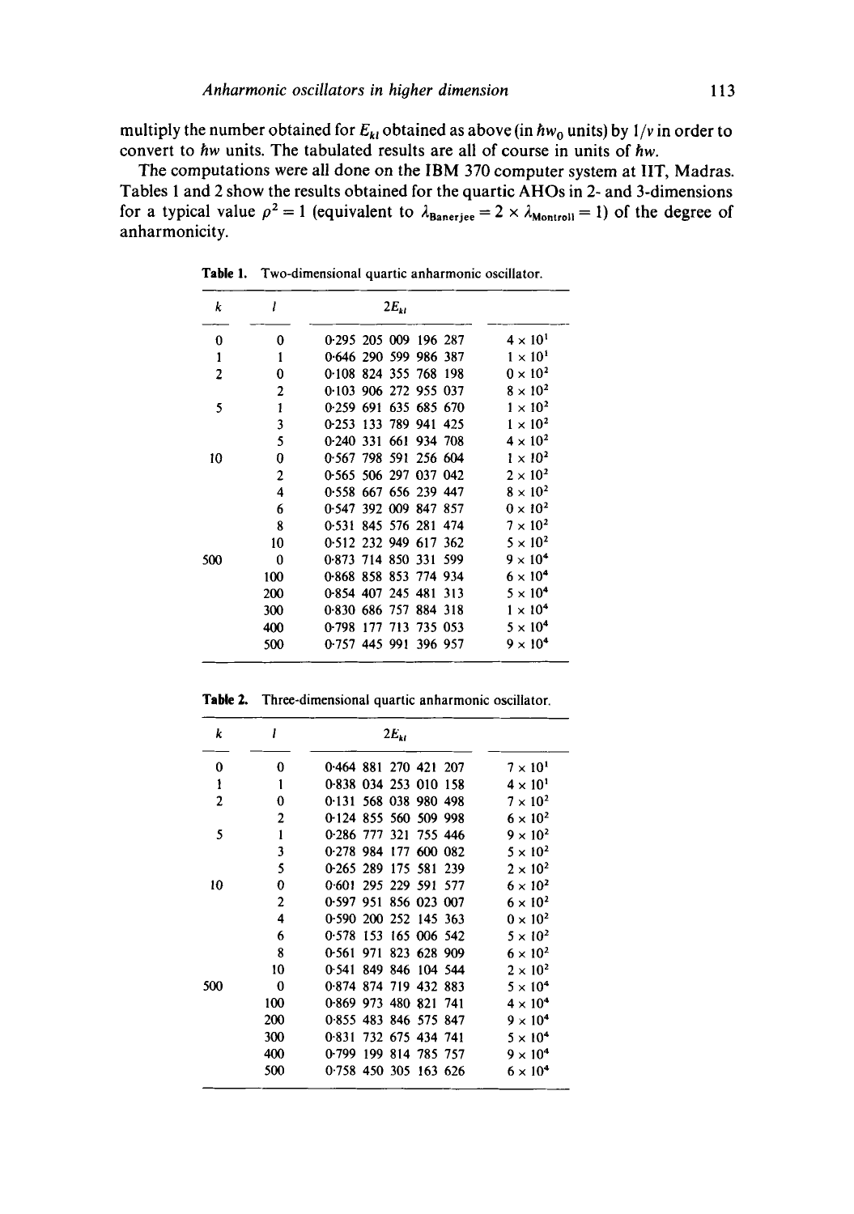multiply the number obtained for $E_{kl}$ obtained as above (in $\hbar w_0$ units) by $1/v$ in order to convert to $\hbar w$ units. The tabulated results are all of course in units of $\hbar w$.

The computations were all done on the IBM 370 computer system at IIT, Madras. Tables 1 and 2 show the results obtained for the quartic AHOs in 2- and 3-dimensions for a typical value $\rho^2 = 1$ (equivalent to $\lambda_{\text{Banerjee}} = 2 \times \lambda_{\text{Montroll}} = 1$) of the degree of anharmonicity.

**Table 1.** Two-dimensional quartic anharmonic oscillator.

| $k$ | $l$ | $2E_{kl}$ | |
|---|---|---|---|
| 0 | 0 | 0·295 205 009 196 287 | $4 \times 10^1$ |
| 1 | 1 | 0·646 290 599 986 387 | $1 \times 10^1$ |
| 2 | 0 | 0·108 824 355 768 198 | $0 \times 10^2$ |
| | 2 | 0·103 906 272 955 037 | $8 \times 10^2$ |
| 5 | 1 | 0·259 691 635 685 670 | $1 \times 10^2$ |
| | 3 | 0·253 133 789 941 425 | $1 \times 10^2$ |
| | 5 | 0·240 331 661 934 708 | $4 \times 10^2$ |
| 10 | 0 | 0·567 798 591 256 604 | $1 \times 10^2$ |
| | 2 | 0·565 506 297 037 042 | $2 \times 10^2$ |
| | 4 | 0·558 667 656 239 447 | $8 \times 10^2$ |
| | 6 | 0·547 392 009 847 857 | $0 \times 10^2$ |
| | 8 | 0·531 845 576 281 474 | $7 \times 10^2$ |
| | 10 | 0·512 232 949 617 362 | $5 \times 10^2$ |
| 500 | 0 | 0·873 714 850 331 599 | $9 \times 10^4$ |
| | 100 | 0·868 858 853 774 934 | $6 \times 10^4$ |
| | 200 | 0·854 407 245 481 313 | $5 \times 10^4$ |
| | 300 | 0·830 686 757 884 318 | $1 \times 10^4$ |
| | 400 | 0·798 177 713 735 053 | $5 \times 10^4$ |
| | 500 | 0·757 445 991 396 957 | $9 \times 10^4$ |

**Table 2.** Three-dimensional quartic anharmonic oscillator.

| $k$ | $l$ | $2E_{kl}$ | |
|---|---|---|---|
| 0 | 0 | 0·464 881 270 421 207 | $7 \times 10^1$ |
| 1 | 1 | 0·838 034 253 010 158 | $4 \times 10^1$ |
| 2 | 0 | 0·131 568 038 980 498 | $7 \times 10^2$ |
| | 2 | 0·124 855 560 509 998 | $6 \times 10^2$ |
| 5 | 1 | 0·286 777 321 755 446 | $9 \times 10^2$ |
| | 3 | 0·278 984 177 600 082 | $5 \times 10^2$ |
| | 5 | 0·265 289 175 581 239 | $2 \times 10^2$ |
| 10 | 0 | 0·601 295 229 591 577 | $6 \times 10^2$ |
| | 2 | 0·597 951 856 023 007 | $6 \times 10^2$ |
| | 4 | 0·590 200 252 145 363 | $0 \times 10^2$ |
| | 6 | 0·578 153 165 006 542 | $5 \times 10^2$ |
| | 8 | 0·561 971 823 628 909 | $6 \times 10^2$ |
| | 10 | 0·541 849 846 104 544 | $2 \times 10^2$ |
| 500 | 0 | 0·874 874 719 432 883 | $5 \times 10^4$ |
| | 100 | 0·869 973 480 821 741 | $4 \times 10^4$ |
| | 200 | 0·855 483 846 575 847 | $9 \times 10^4$ |
| | 300 | 0·831 732 675 434 741 | $5 \times 10^4$ |
| | 400 | 0·799 199 814 785 757 | $9 \times 10^4$ |
| | 500 | 0·758 450 305 163 626 | $6 \times 10^4$ |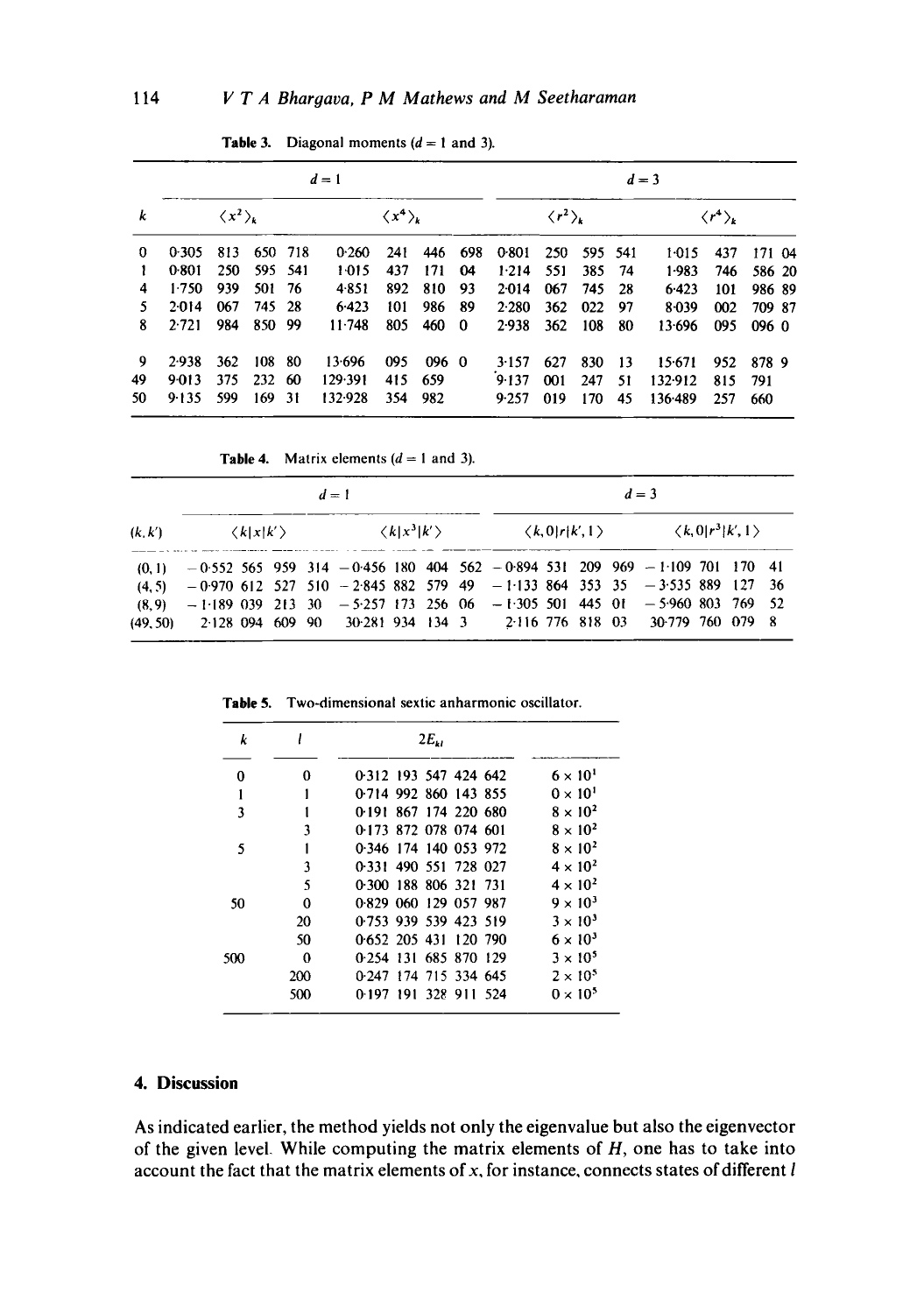**Table 3.** Diagonal moments ($d = 1$ and 3).

| | $d=1$ | | $d=3$ | |
|---|---|---|---|---|
| $k$ | $\langle x^2 \rangle_k$ | $\langle x^4 \rangle_k$ | $\langle r^2 \rangle_k$ | $\langle r^4 \rangle_k$ |
| 0 | 0·305 813 650 718 | 0·260 241 446 698 | 0·801 250 595 541 | 1·015 437 171 04 |
| 1 | 0·801 250 595 541 | 1·015 437 171 04 | 1·214 551 385 74 | 1·983 746 586 20 |
| 4 | 1·750 939 501 76 | 4·851 892 810 93 | 2·014 067 745 28 | 6·423 101 986 89 |
| 5 | 2·014 067 745 28 | 6·423 101 986 89 | 2·280 362 022 97 | 8·039 002 709 87 |
| 8 | 2·721 984 850 99 | 11·748 805 460 0 | 2·938 362 108 80 | 13·696 095 096 0 |
| 9 | 2·938 362 108 80 | 13·696 095 096 0 | 3·157 627 830 13 | 15·671 952 878 9 |
| 49 | 9·013 375 232 60 | 129·391 415 659 | 9·137 001 247 51 | 132·912 815 791 |
| 50 | 9·135 599 169 31 | 132·928 354 982 | 9·257 019 170 45 | 136·489 257 660 |

**Table 4.** Matrix elements ($d = 1$ and 3).

| | $d=1$ | | $d=3$ | |
|---|---|---|---|---|
| $(k, k')$ | $\langle k\|x\|k' \rangle$ | $\langle k\|x^3\|k' \rangle$ | $\langle k, 0\|r\|k', 1 \rangle$ | $\langle k, 0\|r^3\|k', 1 \rangle$ |
| (0, 1) | −0·552 565 959 314 | −0·456 180 404 562 | −0·894 531 209 969 | −1·109 701 170 41 |
| (4, 5) | −0·970 612 527 510 | −2·845 882 579 49 | −1·133 864 353 35 | −3·535 889 127 36 |
| (8, 9) | −1·189 039 213 30 | −5·257 173 256 06 | −1·305 501 445 01 | −5·960 803 769 52 |
| (49, 50) | 2·128 094 609 90 | 30·281 934 134 3 | 2·116 776 818 03 | 30·779 760 079 8 |

**Table 5.** Two-dimensional sextic anharmonic oscillator.

| $k$ | $l$ | $2E_{kl}$ | |
|---|---|---|---|
| 0 | 0 | 0·312 193 547 424 642 | $6 \times 10^1$ |
| 1 | 1 | 0·714 992 860 143 855 | $0 \times 10^1$ |
| 3 | 1 | 0·191 867 174 220 680 | $8 \times 10^2$ |
| | 3 | 0·173 872 078 074 601 | $8 \times 10^2$ |
| 5 | 1 | 0·346 174 140 053 972 | $8 \times 10^2$ |
| | 3 | 0·331 490 551 728 027 | $4 \times 10^2$ |
| | 5 | 0·300 188 806 321 731 | $4 \times 10^2$ |
| 50 | 0 | 0·829 060 129 057 987 | $9 \times 10^3$ |
| | 20 | 0·753 939 539 423 519 | $3 \times 10^3$ |
| | 50 | 0·652 205 431 120 790 | $6 \times 10^3$ |
| 500 | 0 | 0·254 131 685 870 129 | $3 \times 10^5$ |
| | 200 | 0·247 174 715 334 645 | $2 \times 10^5$ |
| | 500 | 0·197 191 328 911 524 | $0 \times 10^5$ |

## 4. Discussion

As indicated earlier, the method yields not only the eigenvalue but also the eigenvector of the given level. While computing the matrix elements of $H$, one has to take into account the fact that the matrix elements of $x$, for instance, connects states of different $l$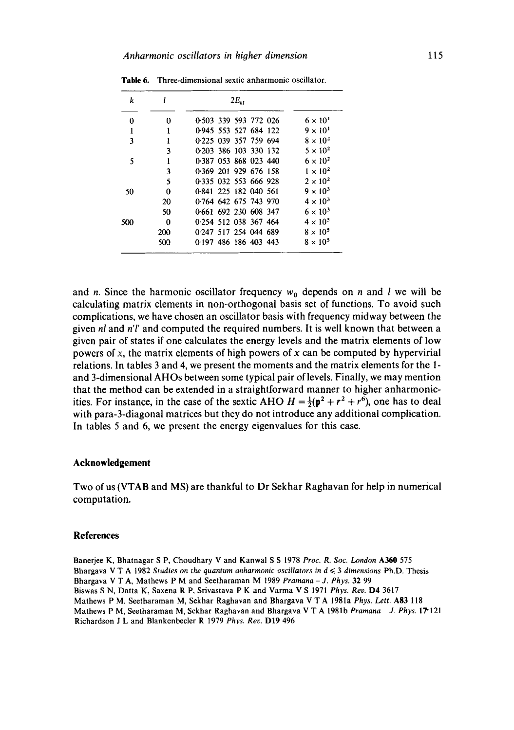**Table 6.** Three-dimensional sextic anharmonic oscillator.

| $k$ | $l$ | $2E_{kl}$ | |
|---|---|---|---|
| 0 | 0 | 0·503 339 593 772 026 | $6 \times 10^1$ |
| 1 | 1 | 0·945 553 527 684 122 | $9 \times 10^1$ |
| 3 | 1 | 0·225 039 357 759 694 | $8 \times 10^2$ |
| | 3 | 0·203 386 103 330 132 | $5 \times 10^2$ |
| 5 | 1 | 0·387 053 868 023 440 | $6 \times 10^2$ |
| | 3 | 0·369 201 929 676 158 | $1 \times 10^2$ |
| | 5 | 0·335 032 553 666 928 | $2 \times 10^2$ |
| 50 | 0 | 0·841 225 182 040 561 | $9 \times 10^3$ |
| | 20 | 0·764 642 675 743 970 | $4 \times 10^3$ |
| | 50 | 0·661 692 230 608 347 | $6 \times 10^3$ |
| 500 | 0 | 0·254 512 038 367 464 | $4 \times 10^5$ |
| | 200 | 0·247 517 254 044 689 | $8 \times 10^5$ |
| | 500 | 0·197 486 186 403 443 | $8 \times 10^5$ |

and $n$. Since the harmonic oscillator frequency $w_0$ depends on $n$ and $l$ we will be calculating matrix elements in non-orthogonal basis set of functions. To avoid such complications, we have chosen an oscillator basis with frequency midway between the given $nl$ and $n'l'$ and computed the required numbers. It is well known that between a given pair of states if one calculates the energy levels and the matrix elements of low powers of $x$, the matrix elements of high powers of $x$ can be computed by hypervirial relations. In tables 3 and 4, we present the moments and the matrix elements for the 1- and 3-dimensional AHOs between some typical pair of levels. Finally, we may mention that the method can be extended in a straightforward manner to higher anharmonicities. For instance, in the case of the sextic AHO $H = \frac{1}{2}(\mathbf{p}^2 + r^2 + r^6)$, one has to deal with para-3-diagonal matrices but they do not introduce any additional complication. In tables 5 and 6, we present the energy eigenvalues for this case.

## Acknowledgement

Two of us (VTAB and MS) are thankful to Dr Sekhar Raghavan for help in numerical computation.

## References

Banerjee K, Bhatnagar S P, Choudhary V and Kanwal S S 1978 *Proc. R. Soc. London* **A360** 575

Bhargava V T A 1982 *Studies on the quantum anharmonic oscillators in $d \leqslant 3$ dimensions* Ph.D. Thesis

Bhargava V T A, Mathews P M and Seetharaman M 1989 *Pramana – J. Phys.* **32** 99

Biswas S N, Datta K, Saxena R P, Srivastava P K and Varma V S 1971 *Phys. Rev.* **D4** 3617

Mathews P M, Seetharaman M, Sekhar Raghavan and Bhargava V T A 1981a *Phys. Lett.* **A83** 118

Mathews P M, Seetharaman M, Sekhar Raghavan and Bhargava V T A 1981b *Pramana – J. Phys.* **17** 121

Richardson J L and Blankenbecler R 1979 *Phys. Rev.* **D19** 496